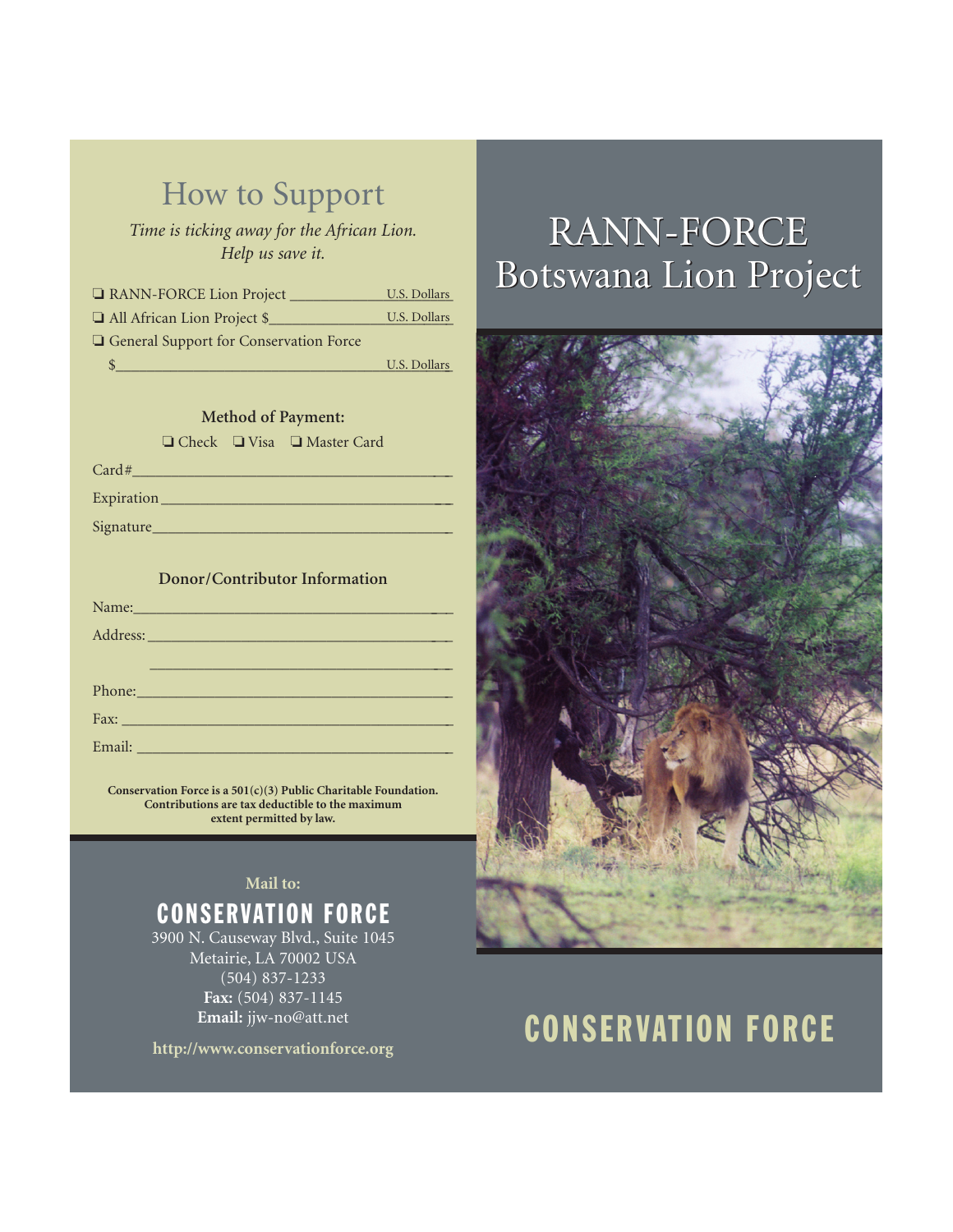# How to Support

*Time is ticking away for the African Lion.*
*Help us save it.*

❑ RANN-FORCE Lion Project ____________ U.S. Dollars

❑ All African Lion Project $____________ U.S. Dollars

❑ General Support for Conservation Force

$____________________________ U.S. Dollars

**Method of Payment:**

❑ Check ❑ Visa ❑ Master Card

Card#________________________________

Expiration____________________________

Signature____________________________

**Donor/Contributor Information**

Name:________________________________

Address:______________________________

______________________________________

Phone:________________________________

Fax: _________________________________

Email: ________________________________

**Conservation Force is a 501(c)(3) Public Charitable Foundation. Contributions are tax deductible to the maximum extent permitted by law.**

**Mail to:**

**CONSERVATION FORCE**

3900 N. Causeway Blvd., Suite 1045
Metairie, LA 70002 USA
(504) 837-1233
**Fax:** (504) 837-1145
**Email:** jjw-no@att.net

**http://www.conservationforce.org**

# RANN-FORCE Botswana Lion Project

**CONSERVATION FORCE**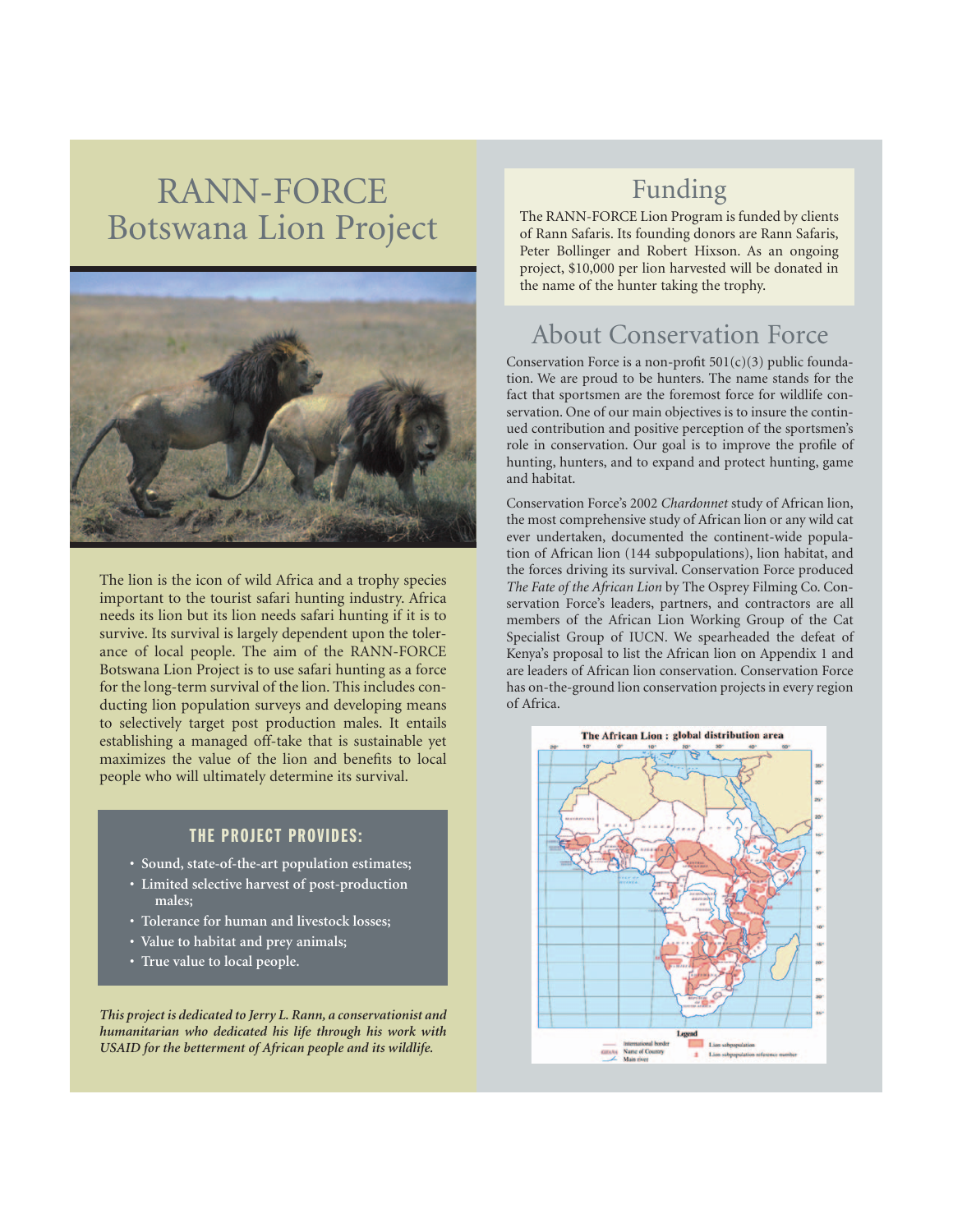# RANN-FORCE Botswana Lion Project

The lion is the icon of wild Africa and a trophy species important to the tourist safari hunting industry. Africa needs its lion but its lion needs safari hunting if it is to survive. Its survival is largely dependent upon the tolerance of local people. The aim of the RANN-FORCE Botswana Lion Project is to use safari hunting as a force for the long-term survival of the lion. This includes conducting lion population surveys and developing means to selectively target post production males. It entails establishing a managed off-take that is sustainable yet maximizes the value of the lion and benefits to local people who will ultimately determine its survival.

### THE PROJECT PROVIDES:

- Sound, state-of-the-art population estimates;
- Limited selective harvest of post-production males;
- Tolerance for human and livestock losses;
- Value to habitat and prey animals;
- True value to local people.

***This project is dedicated to Jerry L. Rann, a conservationist and humanitarian who dedicated his life through his work with USAID for the betterment of African people and its wildlife.***

## Funding

The RANN-FORCE Lion Program is funded by clients of Rann Safaris. Its founding donors are Rann Safaris, Peter Bollinger and Robert Hixson. As an ongoing project, $10,000 per lion harvested will be donated in the name of the hunter taking the trophy.

## About Conservation Force

Conservation Force is a non-profit 501(c)(3) public foundation. We are proud to be hunters. The name stands for the fact that sportsmen are the foremost force for wildlife conservation. One of our main objectives is to insure the continued contribution and positive perception of the sportsmen's role in conservation. Our goal is to improve the profile of hunting, hunters, and to expand and protect hunting, game and habitat.

Conservation Force's 2002 *Chardonnet* study of African lion, the most comprehensive study of African lion or any wild cat ever undertaken, documented the continent-wide population of African lion (144 subpopulations), lion habitat, and the forces driving its survival. Conservation Force produced *The Fate of the African Lion* by The Osprey Filming Co. Conservation Force's leaders, partners, and contractors are all members of the African Lion Working Group of the Cat Specialist Group of IUCN. We spearheaded the defeat of Kenya's proposal to list the African lion on Appendix 1 and are leaders of African lion conservation. Conservation Force has on-the-ground lion conservation projects in every region of Africa.

The African Lion : global distribution area

Legend

International border

Name of Country

Main river

Lion subpopulation

Lion subpopulation reference number